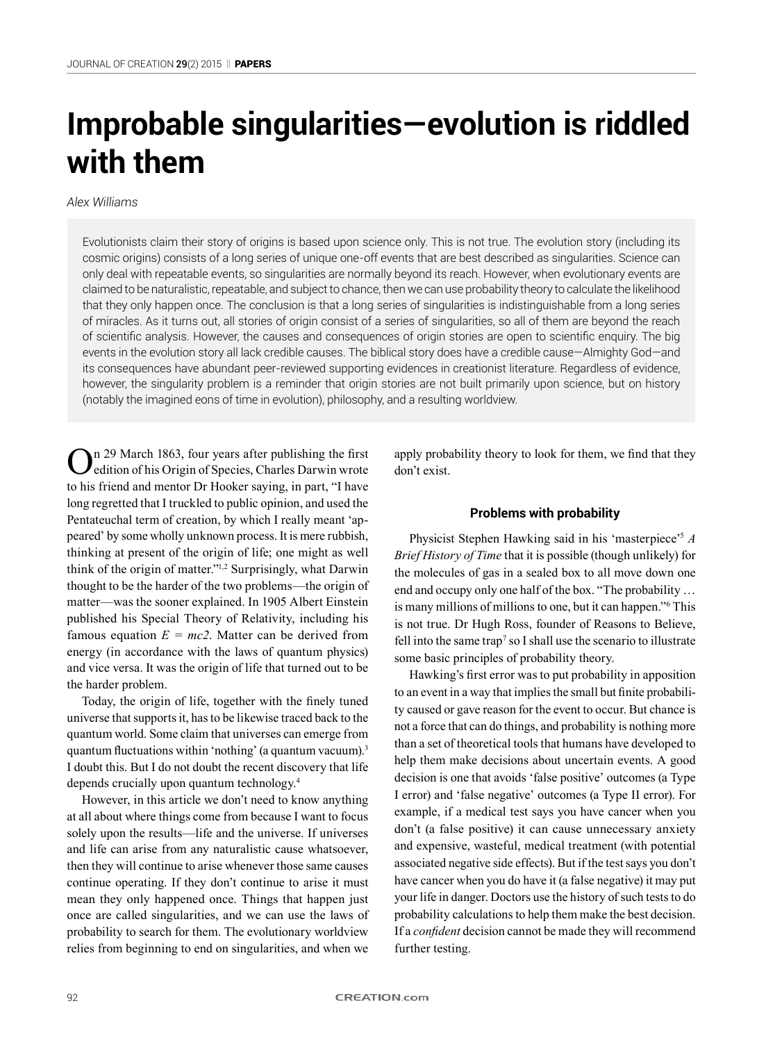# Improbable singularities—evolution is riddled with them

*Alex Williams*

Evolutionists claim their story of origins is based upon science only. This is not true. The evolution story (including its cosmic origins) consists of a long series of unique one-off events that are best described as singularities. Science can only deal with repeatable events, so singularities are normally beyond its reach. However, when evolutionary events are claimed to be naturalistic, repeatable, and subject to chance, then we can use probability theory to calculate the likelihood that they only happen once. The conclusion is that a long series of singularities is indistinguishable from a long series of miracles. As it turns out, all stories of origin consist of a series of singularities, so all of them are beyond the reach of scientific analysis. However, the causes and consequences of origin stories are open to scientific enquiry. The big events in the evolution story all lack credible causes. The biblical story does have a credible cause—Almighty God—and its consequences have abundant peer-reviewed supporting evidences in creationist literature. Regardless of evidence, however, the singularity problem is a reminder that origin stories are not built primarily upon science, but on history (notably the imagined eons of time in evolution), philosophy, and a resulting worldview.

On 29 March 1863, four years after publishing the first edition of his Origin of Species, Charles Darwin wrote to his friend and mentor Dr Hooker saying, in part, "I have long regretted that I truckled to public opinion, and used the Pentateuchal term of creation, by which I really meant 'appeared' by some wholly unknown process. It is mere rubbish, thinking at present of the origin of life; one might as well think of the origin of matter."[1,2] Surprisingly, what Darwin thought to be the harder of the two problems—the origin of matter—was the sooner explained. In 1905 Albert Einstein published his Special Theory of Relativity, including his famous equation $E = mc2$. Matter can be derived from energy (in accordance with the laws of quantum physics) and vice versa. It was the origin of life that turned out to be the harder problem.

Today, the origin of life, together with the finely tuned universe that supports it, has to be likewise traced back to the quantum world. Some claim that universes can emerge from quantum fluctuations within 'nothing' (a quantum vacuum).[3] I doubt this. But I do not doubt the recent discovery that life depends crucially upon quantum technology.[4]

However, in this article we don't need to know anything at all about where things come from because I want to focus solely upon the results—life and the universe. If universes and life can arise from any naturalistic cause whatsoever, then they will continue to arise whenever those same causes continue operating. If they don't continue to arise it must mean they only happened once. Things that happen just once are called singularities, and we can use the laws of probability to search for them. The evolutionary worldview relies from beginning to end on singularities, and when we apply probability theory to look for them, we find that they don't exist.

### Problems with probability

Physicist Stephen Hawking said in his 'masterpiece'[5] *A Brief History of Time* that it is possible (though unlikely) for the molecules of gas in a sealed box to all move down one end and occupy only one half of the box. "The probability … is many millions of millions to one, but it can happen."[6] This is not true. Dr Hugh Ross, founder of Reasons to Believe, fell into the same trap[7] so I shall use the scenario to illustrate some basic principles of probability theory.

Hawking's first error was to put probability in apposition to an event in a way that implies the small but finite probability caused or gave reason for the event to occur. But chance is not a force that can do things, and probability is nothing more than a set of theoretical tools that humans have developed to help them make decisions about uncertain events. A good decision is one that avoids 'false positive' outcomes (a Type I error) and 'false negative' outcomes (a Type II error). For example, if a medical test says you have cancer when you don't (a false positive) it can cause unnecessary anxiety and expensive, wasteful, medical treatment (with potential associated negative side effects). But if the test says you don't have cancer when you do have it (a false negative) it may put your life in danger. Doctors use the history of such tests to do probability calculations to help them make the best decision. If a *confident* decision cannot be made they will recommend further testing.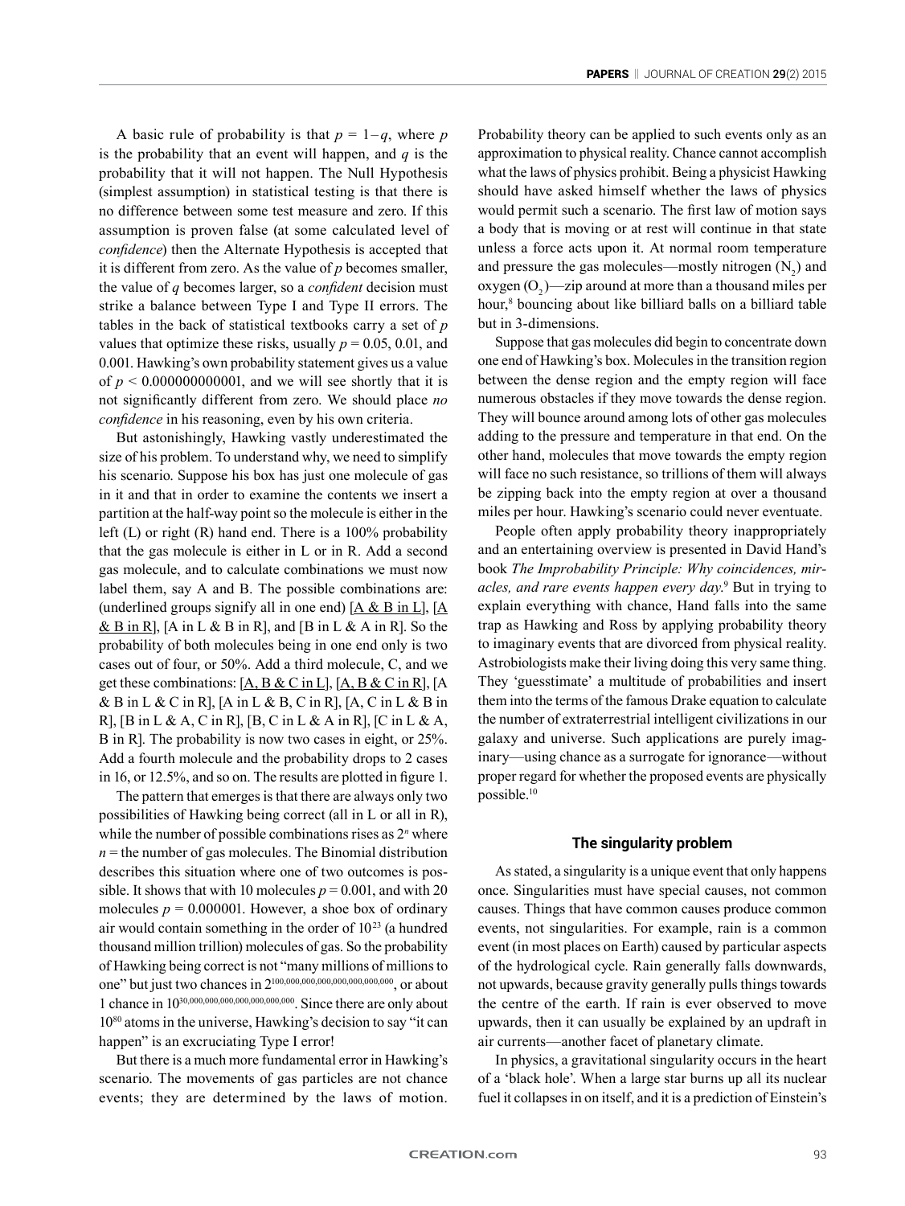A basic rule of probability is that $p = 1-q$, where $p$ is the probability that an event will happen, and $q$ is the probability that it will not happen. The Null Hypothesis (simplest assumption) in statistical testing is that there is no difference between some test measure and zero. If this assumption is proven false (at some calculated level of *confidence*) then the Alternate Hypothesis is accepted that it is different from zero. As the value of $p$ becomes smaller, the value of $q$ becomes larger, so a *confident* decision must strike a balance between Type I and Type II errors. The tables in the back of statistical textbooks carry a set of $p$ values that optimize these risks, usually $p = 0.05$, 0.01, and 0.001. Hawking's own probability statement gives us a value of $p < 0.000000000001$, and we will see shortly that it is not significantly different from zero. We should place *no confidence* in his reasoning, even by his own criteria.

But astonishingly, Hawking vastly underestimated the size of his problem. To understand why, we need to simplify his scenario. Suppose his box has just one molecule of gas in it and that in order to examine the contents we insert a partition at the half-way point so the molecule is either in the left (L) or right (R) hand end. There is a 100% probability that the gas molecule is either in L or in R. Add a second gas molecule, and to calculate combinations we must now label them, say A and B. The possible combinations are: (underlined groups signify all in one end) <u>[A & B in L]</u>, <u>[A & B in R]</u>, [A in L & B in R], and [B in L & A in R]. So the probability of both molecules being in one end only is two cases out of four, or 50%. Add a third molecule, C, and we get these combinations: <u>[A, B & C in L]</u>, <u>[A, B & C in R]</u>, [A & B in L & C in R], [A in L & B, C in R], [A, C in L & B in R], [B in L & A, C in R], [B, C in L & A in R], [C in L & A, B in R]. The probability is now two cases in eight, or 25%. Add a fourth molecule and the probability drops to 2 cases in 16, or 12.5%, and so on. The results are plotted in figure 1.

The pattern that emerges is that there are always only two possibilities of Hawking being correct (all in L or all in R), while the number of possible combinations rises as $2^n$ where $n$ = the number of gas molecules. The Binomial distribution describes this situation where one of two outcomes is possible. It shows that with 10 molecules $p = 0.001$, and with 20 molecules $p = 0.000001$. However, a shoe box of ordinary air would contain something in the order of $10^{23}$ (a hundred thousand million trillion) molecules of gas. So the probability of Hawking being correct is not "many millions of millions to one" but just two chances in $2^{100,000,000,000,000,000,000,000}$, or about 1 chance in $10^{30,000,000,000,000,000,000,000}$. Since there are only about $10^{80}$ atoms in the universe, Hawking's decision to say "it can happen" is an excruciating Type I error!

But there is a much more fundamental error in Hawking's scenario. The movements of gas particles are not chance events; they are determined by the laws of motion. Probability theory can be applied to such events only as an approximation to physical reality. Chance cannot accomplish what the laws of physics prohibit. Being a physicist Hawking should have asked himself whether the laws of physics would permit such a scenario. The first law of motion says a body that is moving or at rest will continue in that state unless a force acts upon it. At normal room temperature and pressure the gas molecules—mostly nitrogen ($N_2$) and oxygen ($O_2$)—zip around at more than a thousand miles per hour,[8] bouncing about like billiard balls on a billiard table but in 3-dimensions.

Suppose that gas molecules did begin to concentrate down one end of Hawking's box. Molecules in the transition region between the dense region and the empty region will face numerous obstacles if they move towards the dense region. They will bounce around among lots of other gas molecules adding to the pressure and temperature in that end. On the other hand, molecules that move towards the empty region will face no such resistance, so trillions of them will always be zipping back into the empty region at over a thousand miles per hour. Hawking's scenario could never eventuate.

People often apply probability theory inappropriately and an entertaining overview is presented in David Hand's book *The Improbability Principle: Why coincidences, miracles, and rare events happen every day.*[9] But in trying to explain everything with chance, Hand falls into the same trap as Hawking and Ross by applying probability theory to imaginary events that are divorced from physical reality. Astrobiologists make their living doing this very same thing. They 'guesstimate' a multitude of probabilities and insert them into the terms of the famous Drake equation to calculate the number of extraterrestrial intelligent civilizations in our galaxy and universe. Such applications are purely imaginary—using chance as a surrogate for ignorance—without proper regard for whether the proposed events are physically possible.[10]

## The singularity problem

As stated, a singularity is a unique event that only happens once. Singularities must have special causes, not common causes. Things that have common causes produce common events, not singularities. For example, rain is a common event (in most places on Earth) caused by particular aspects of the hydrological cycle. Rain generally falls downwards, not upwards, because gravity generally pulls things towards the centre of the earth. If rain is ever observed to move upwards, then it can usually be explained by an updraft in air currents—another facet of planetary climate.

In physics, a gravitational singularity occurs in the heart of a 'black hole'. When a large star burns up all its nuclear fuel it collapses in on itself, and it is a prediction of Einstein's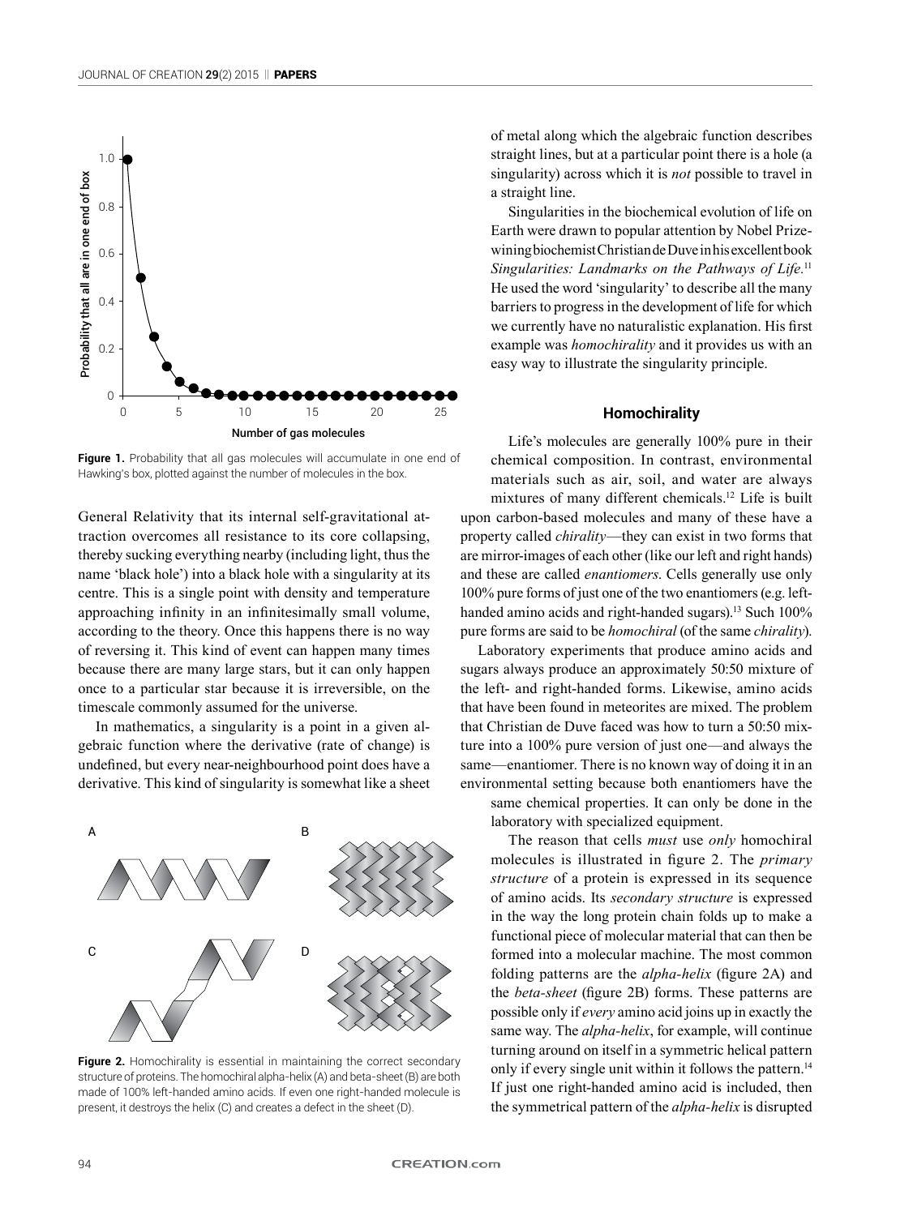**Figure 1.** Probability that all gas molecules will accumulate in one end of Hawking's box, plotted against the number of molecules in the box.

General Relativity that its internal self-gravitational attraction overcomes all resistance to its core collapsing, thereby sucking everything nearby (including light, thus the name 'black hole') into a black hole with a singularity at its centre. This is a single point with density and temperature approaching infinity in an infinitesimally small volume, according to the theory. Once this happens there is no way of reversing it. This kind of event can happen many times because there are many large stars, but it can only happen once to a particular star because it is irreversible, on the timescale commonly assumed for the universe.

In mathematics, a singularity is a point in a given algebraic function where the derivative (rate of change) is undefined, but every near-neighbourhood point does have a derivative. This kind of singularity is somewhat like a sheet of metal along which the algebraic function describes straight lines, but at a particular point there is a hole (a singularity) across which it is *not* possible to travel in a straight line.

Singularities in the biochemical evolution of life on Earth were drawn to popular attention by Nobel Prize-wining biochemist Christian de Duve in his excellent book *Singularities: Landmarks on the Pathways of Life*.[11] He used the word 'singularity' to describe all the many barriers to progress in the development of life for which we currently have no naturalistic explanation. His first example was *homochirality* and it provides us with an easy way to illustrate the singularity principle.

## Homochirality

Life's molecules are generally 100% pure in their chemical composition. In contrast, environmental materials such as air, soil, and water are always mixtures of many different chemicals.[12] Life is built upon carbon-based molecules and many of these have a property called *chirality*—they can exist in two forms that are mirror-images of each other (like our left and right hands) and these are called *enantiomers*. Cells generally use only 100% pure forms of just one of the two enantiomers (e.g. left-handed amino acids and right-handed sugars).[13] Such 100% pure forms are said to be *homochiral* (of the same *chirality*).

Laboratory experiments that produce amino acids and sugars always produce an approximately 50:50 mixture of the left- and right-handed forms. Likewise, amino acids that have been found in meteorites are mixed. The problem that Christian de Duve faced was how to turn a 50:50 mixture into a 100% pure version of just one—and always the same—enantiomer. There is no known way of doing it in an environmental setting because both enantiomers have the same chemical properties. It can only be done in the laboratory with specialized equipment.

**Figure 2.** Homochirality is essential in maintaining the correct secondary structure of proteins. The homochiral alpha-helix (A) and beta-sheet (B) are both made of 100% left-handed amino acids. If even one right-handed molecule is present, it destroys the helix (C) and creates a defect in the sheet (D).

The reason that cells *must* use *only* homochiral molecules is illustrated in figure 2. The *primary structure* of a protein is expressed in its sequence of amino acids. Its *secondary structure* is expressed in the way the long protein chain folds up to make a functional piece of molecular material that can then be formed into a molecular machine. The most common folding patterns are the *alpha-helix* (figure 2A) and the *beta-sheet* (figure 2B) forms. These patterns are possible only if *every* amino acid joins up in exactly the same way. The *alpha-helix*, for example, will continue turning around on itself in a symmetric helical pattern only if every single unit within it follows the pattern.[14] If just one right-handed amino acid is included, then the symmetrical pattern of the *alpha-helix* is disrupted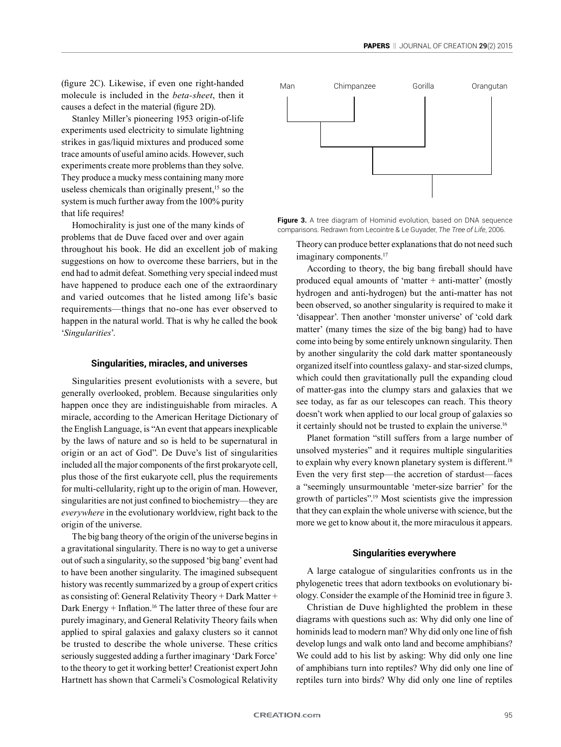(figure 2C). Likewise, if even one right-handed molecule is included in the *beta-sheet*, then it causes a defect in the material (figure 2D).

Stanley Miller's pioneering 1953 origin-of-life experiments used electricity to simulate lightning strikes in gas/liquid mixtures and produced some trace amounts of useful amino acids. However, such experiments create more problems than they solve. They produce a mucky mess containing many more useless chemicals than originally present,[15] so the system is much further away from the 100% purity that life requires!

Homochirality is just one of the many kinds of problems that de Duve faced over and over again throughout his book. He did an excellent job of making suggestions on how to overcome these barriers, but in the end had to admit defeat. Something very special indeed must have happened to produce each one of the extraordinary and varied outcomes that he listed among life's basic requirements—things that no-one has ever observed to happen in the natural world. That is why he called the book '*Singularities*'.

### Singularities, miracles, and universes

Singularities present evolutionists with a severe, but generally overlooked, problem. Because singularities only happen once they are indistinguishable from miracles. A miracle, according to the American Heritage Dictionary of the English Language, is "An event that appears inexplicable by the laws of nature and so is held to be supernatural in origin or an act of God". De Duve's list of singularities included all the major components of the first prokaryote cell, plus those of the first eukaryote cell, plus the requirements for multi-cellularity, right up to the origin of man. However, singularities are not just confined to biochemistry—they are *everywhere* in the evolutionary worldview, right back to the origin of the universe.

The big bang theory of the origin of the universe begins in a gravitational singularity. There is no way to get a universe out of such a singularity, so the supposed 'big bang' event had to have been another singularity. The imagined subsequent history was recently summarized by a group of expert critics as consisting of: General Relativity Theory + Dark Matter + Dark Energy + Inflation.[16] The latter three of these four are purely imaginary, and General Relativity Theory fails when applied to spiral galaxies and galaxy clusters so it cannot be trusted to describe the whole universe. These critics seriously suggested adding a further imaginary 'Dark Force' to the theory to get it working better! Creationist expert John Hartnett has shown that Carmeli's Cosmological Relativity Theory can produce better explanations that do not need such imaginary components.[17]

Man — Chimpanzee — Gorilla — Orangutan

**Figure 3.** A tree diagram of Hominid evolution, based on DNA sequence comparisons. Redrawn from Lecointre & Le Guyader, *The Tree of Life*, 2006.

According to theory, the big bang fireball should have produced equal amounts of 'matter + anti-matter' (mostly hydrogen and anti-hydrogen) but the anti-matter has not been observed, so another singularity is required to make it 'disappear'. Then another 'monster universe' of 'cold dark matter' (many times the size of the big bang) had to have come into being by some entirely unknown singularity. Then by another singularity the cold dark matter spontaneously organized itself into countless galaxy- and star-sized clumps, which could then gravitationally pull the expanding cloud of matter-gas into the clumpy stars and galaxies that we see today, as far as our telescopes can reach. This theory doesn't work when applied to our local group of galaxies so it certainly should not be trusted to explain the universe.[16]

Planet formation "still suffers from a large number of unsolved mysteries" and it requires multiple singularities to explain why every known planetary system is different.[18] Even the very first step—the accretion of stardust—faces a "seemingly unsurmountable 'meter-size barrier' for the growth of particles".[19] Most scientists give the impression that they can explain the whole universe with science, but the more we get to know about it, the more miraculous it appears.

### Singularities everywhere

A large catalogue of singularities confronts us in the phylogenetic trees that adorn textbooks on evolutionary biology. Consider the example of the Hominid tree in figure 3.

Christian de Duve highlighted the problem in these diagrams with questions such as: Why did only one line of hominids lead to modern man? Why did only one line of fish develop lungs and walk onto land and become amphibians? We could add to his list by asking: Why did only one line of amphibians turn into reptiles? Why did only one line of reptiles turn into birds? Why did only one line of reptiles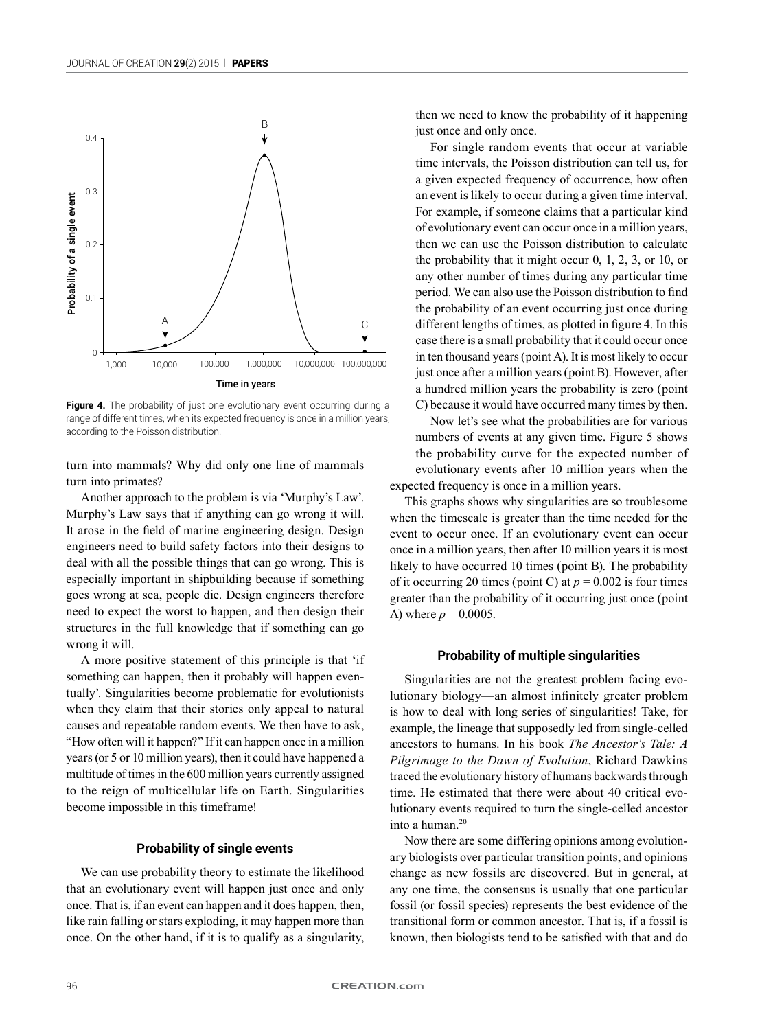Figure 4. The probability of just one evolutionary event occurring during a range of different times, when its expected frequency is once in a million years, according to the Poisson distribution.

turn into mammals? Why did only one line of mammals turn into primates?

Another approach to the problem is via 'Murphy's Law'. Murphy's Law says that if anything can go wrong it will. It arose in the field of marine engineering design. Design engineers need to build safety factors into their designs to deal with all the possible things that can go wrong. This is especially important in shipbuilding because if something goes wrong at sea, people die. Design engineers therefore need to expect the worst to happen, and then design their structures in the full knowledge that if something can go wrong it will.

A more positive statement of this principle is that 'if something can happen, then it probably will happen eventually'. Singularities become problematic for evolutionists when they claim that their stories only appeal to natural causes and repeatable random events. We then have to ask, "How often will it happen?" If it can happen once in a million years (or 5 or 10 million years), then it could have happened a multitude of times in the 600 million years currently assigned to the reign of multicellular life on Earth. Singularities become impossible in this timeframe!

### Probability of single events

We can use probability theory to estimate the likelihood that an evolutionary event will happen just once and only once. That is, if an event can happen and it does happen, then, like rain falling or stars exploding, it may happen more than once. On the other hand, if it is to qualify as a singularity, then we need to know the probability of it happening just once and only once.

For single random events that occur at variable time intervals, the Poisson distribution can tell us, for a given expected frequency of occurrence, how often an event is likely to occur during a given time interval. For example, if someone claims that a particular kind of evolutionary event can occur once in a million years, then we can use the Poisson distribution to calculate the probability that it might occur 0, 1, 2, 3, or 10, or any other number of times during any particular time period. We can also use the Poisson distribution to find the probability of an event occurring just once during different lengths of times, as plotted in figure 4. In this case there is a small probability that it could occur once in ten thousand years (point A). It is most likely to occur just once after a million years (point B). However, after a hundred million years the probability is zero (point C) because it would have occurred many times by then.

Now let's see what the probabilities are for various numbers of events at any given time. Figure 5 shows the probability curve for the expected number of evolutionary events after 10 million years when the expected frequency is once in a million years.

This graphs shows why singularities are so troublesome when the timescale is greater than the time needed for the event to occur once. If an evolutionary event can occur once in a million years, then after 10 million years it is most likely to have occurred 10 times (point B). The probability of it occurring 20 times (point C) at $p = 0.002$ is four times greater than the probability of it occurring just once (point A) where $p = 0.0005$.

### Probability of multiple singularities

Singularities are not the greatest problem facing evolutionary biology—an almost infinitely greater problem is how to deal with long series of singularities! Take, for example, the lineage that supposedly led from single-celled ancestors to humans. In his book *The Ancestor's Tale: A Pilgrimage to the Dawn of Evolution*, Richard Dawkins traced the evolutionary history of humans backwards through time. He estimated that there were about 40 critical evolutionary events required to turn the single-celled ancestor into a human.[20]

Now there are some differing opinions among evolutionary biologists over particular transition points, and opinions change as new fossils are discovered. But in general, at any one time, the consensus is usually that one particular fossil (or fossil species) represents the best evidence of the transitional form or common ancestor. That is, if a fossil is known, then biologists tend to be satisfied with that and do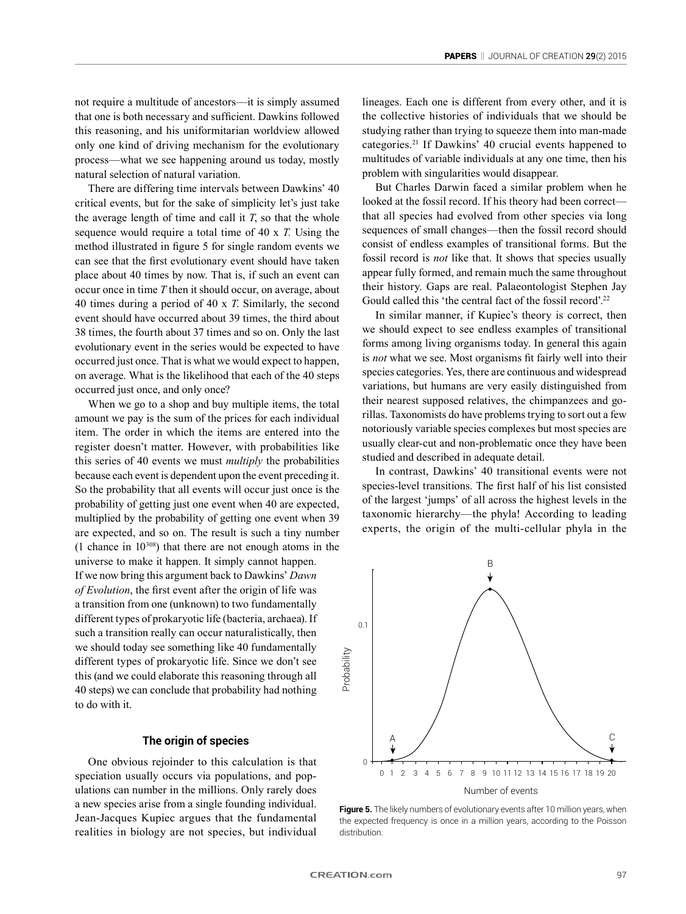not require a multitude of ancestors—it is simply assumed that one is both necessary and sufficient. Dawkins followed this reasoning, and his uniformitarian worldview allowed only one kind of driving mechanism for the evolutionary process—what we see happening around us today, mostly natural selection of natural variation.

There are differing time intervals between Dawkins' 40 critical events, but for the sake of simplicity let's just take the average length of time and call it *T*, so that the whole sequence would require a total time of 40 x *T*. Using the method illustrated in figure 5 for single random events we can see that the first evolutionary event should have taken place about 40 times by now. That is, if such an event can occur once in time *T* then it should occur, on average, about 40 times during a period of 40 x *T*. Similarly, the second event should have occurred about 39 times, the third about 38 times, the fourth about 37 times and so on. Only the last evolutionary event in the series would be expected to have occurred just once. That is what we would expect to happen, on average. What is the likelihood that each of the 40 steps occurred just once, and only once?

When we go to a shop and buy multiple items, the total amount we pay is the sum of the prices for each individual item. The order in which the items are entered into the register doesn't matter. However, with probabilities like this series of 40 events we must *multiply* the probabilities because each event is dependent upon the event preceding it. So the probability that all events will occur just once is the probability of getting just one event when 40 are expected, multiplied by the probability of getting one event when 39 are expected, and so on. The result is such a tiny number (1 chance in $10^{308}$) that there are not enough atoms in the universe to make it happen. It simply cannot happen.

If we now bring this argument back to Dawkins' *Dawn of Evolution*, the first event after the origin of life was a transition from one (unknown) to two fundamentally different types of prokaryotic life (bacteria, archaea). If such a transition really can occur naturalistically, then we should today see something like 40 fundamentally different types of prokaryotic life. Since we don't see this (and we could elaborate this reasoning through all 40 steps) we can conclude that probability had nothing to do with it.

## The origin of species

One obvious rejoinder to this calculation is that speciation usually occurs via populations, and populations can number in the millions. Only rarely does a new species arise from a single founding individual. Jean-Jacques Kupiec argues that the fundamental realities in biology are not species, but individual lineages. Each one is different from every other, and it is the collective histories of individuals that we should be studying rather than trying to squeeze them into man-made categories.[21] If Dawkins' 40 crucial events happened to multitudes of variable individuals at any one time, then his problem with singularities would disappear.

But Charles Darwin faced a similar problem when he looked at the fossil record. If his theory had been correct—that all species had evolved from other species via long sequences of small changes—then the fossil record should consist of endless examples of transitional forms. But the fossil record is *not* like that. It shows that species usually appear fully formed, and remain much the same throughout their history. Gaps are real. Palaeontologist Stephen Jay Gould called this 'the central fact of the fossil record'.[22]

In similar manner, if Kupiec's theory is correct, then we should expect to see endless examples of transitional forms among living organisms today. In general this again is *not* what we see. Most organisms fit fairly well into their species categories. Yes, there are continuous and widespread variations, but humans are very easily distinguished from their nearest supposed relatives, the chimpanzees and gorillas. Taxonomists do have problems trying to sort out a few notoriously variable species complexes but most species are usually clear-cut and non-problematic once they have been studied and described in adequate detail.

In contrast, Dawkins' 40 transitional events were not species-level transitions. The first half of his list consisted of the largest 'jumps' of all across the highest levels in the taxonomic hierarchy—the phyla! According to leading experts, the origin of the multi-cellular phyla in the

**Figure 5.** The likely numbers of evolutionary events after 10 million years, when the expected frequency is once in a million years, according to the Poisson distribution.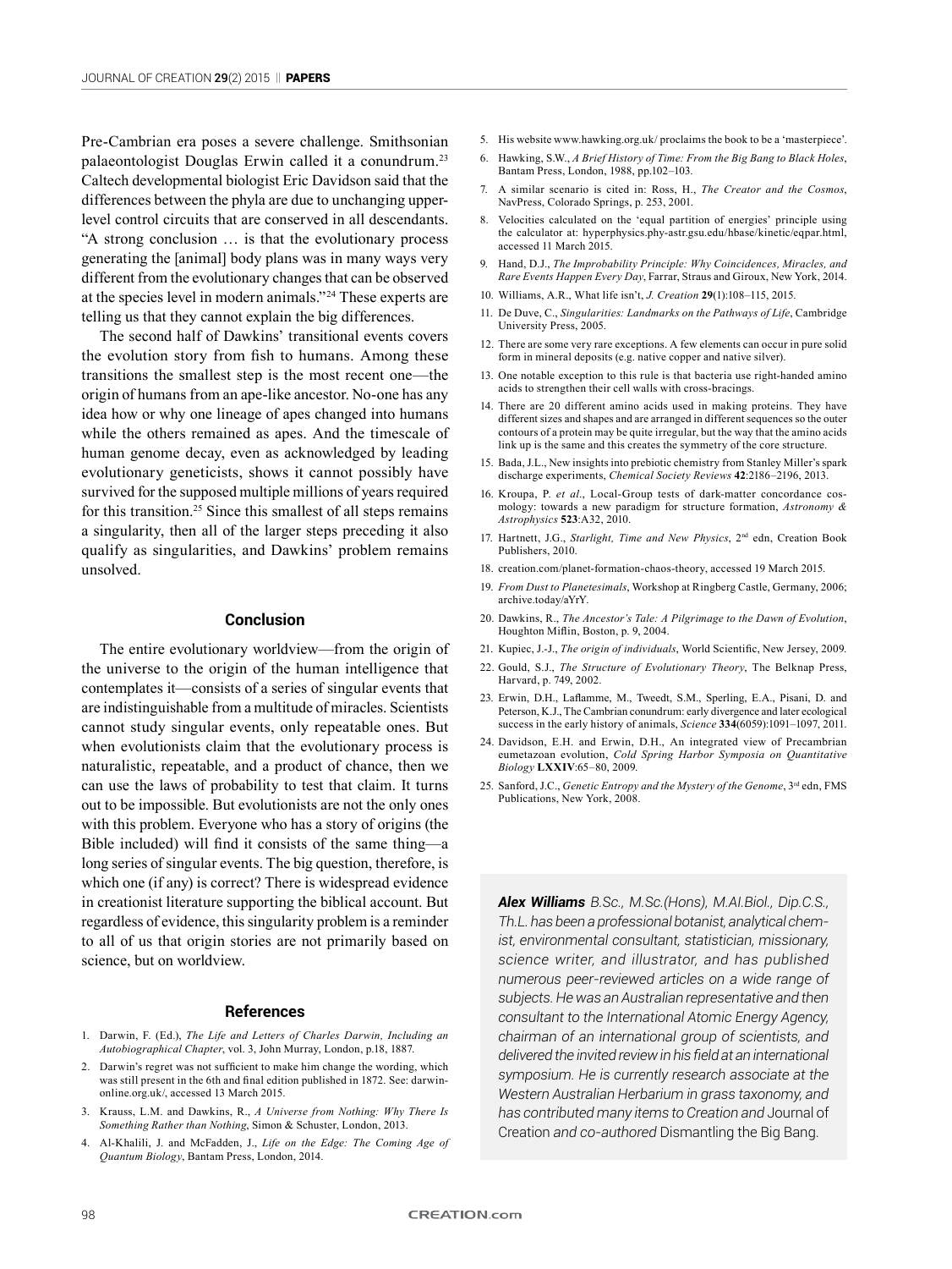Pre-Cambrian era poses a severe challenge. Smithsonian palaeontologist Douglas Erwin called it a conundrum.[23] Caltech developmental biologist Eric Davidson said that the differences between the phyla are due to unchanging upper-level control circuits that are conserved in all descendants. "A strong conclusion … is that the evolutionary process generating the [animal] body plans was in many ways very different from the evolutionary changes that can be observed at the species level in modern animals."[24] These experts are telling us that they cannot explain the big differences.

The second half of Dawkins' transitional events covers the evolution story from fish to humans. Among these transitions the smallest step is the most recent one—the origin of humans from an ape-like ancestor. No-one has any idea how or why one lineage of apes changed into humans while the others remained as apes. And the timescale of human genome decay, even as acknowledged by leading evolutionary geneticists, shows it cannot possibly have survived for the supposed multiple millions of years required for this transition.[25] Since this smallest of all steps remains a singularity, then all of the larger steps preceding it also qualify as singularities, and Dawkins' problem remains unsolved.

## Conclusion

The entire evolutionary worldview—from the origin of the universe to the origin of the human intelligence that contemplates it—consists of a series of singular events that are indistinguishable from a multitude of miracles. Scientists cannot study singular events, only repeatable ones. But when evolutionists claim that the evolutionary process is naturalistic, repeatable, and a product of chance, then we can use the laws of probability to test that claim. It turns out to be impossible. But evolutionists are not the only ones with this problem. Everyone who has a story of origins (the Bible included) will find it consists of the same thing—a long series of singular events. The big question, therefore, is which one (if any) is correct? There is widespread evidence in creationist literature supporting the biblical account. But regardless of evidence, this singularity problem is a reminder to all of us that origin stories are not primarily based on science, but on worldview.

## References

1. Darwin, F. (Ed.), *The Life and Letters of Charles Darwin, Including an Autobiographical Chapter*, vol. 3, John Murray, London, p.18, 1887.
2. Darwin's regret was not sufficient to make him change the wording, which was still present in the 6th and final edition published in 1872. See: darwin-online.org.uk/, accessed 13 March 2015.
3. Krauss, L.M. and Dawkins, R., *A Universe from Nothing: Why There Is Something Rather than Nothing*, Simon & Schuster, London, 2013.
4. Al-Khalili, J. and McFadden, J., *Life on the Edge: The Coming Age of Quantum Biology*, Bantam Press, London, 2014.
5. His website www.hawking.org.uk/ proclaims the book to be a 'masterpiece'.
6. Hawking, S.W., *A Brief History of Time: From the Big Bang to Black Holes*, Bantam Press, London, 1988, pp.102–103.
7. A similar scenario is cited in: Ross, H., *The Creator and the Cosmos*, NavPress, Colorado Springs, p. 253, 2001.
8. Velocities calculated on the 'equal partition of energies' principle using the calculator at: hyperphysics.phy-astr.gsu.edu/hbase/kinetic/eqpar.html, accessed 11 March 2015.
9. Hand, D.J., *The Improbability Principle: Why Coincidences, Miracles, and Rare Events Happen Every Day*, Farrar, Straus and Giroux, New York, 2014.
10. Williams, A.R., What life isn't, *J. Creation* **29**(1):108–115, 2015.
11. De Duve, C., *Singularities: Landmarks on the Pathways of Life*, Cambridge University Press, 2005.
12. There are some very rare exceptions. A few elements can occur in pure solid form in mineral deposits (e.g. native copper and native silver).
13. One notable exception to this rule is that bacteria use right-handed amino acids to strengthen their cell walls with cross-bracings.
14. There are 20 different amino acids used in making proteins. They have different sizes and shapes and are arranged in different sequences so the outer contours of a protein may be quite irregular, but the way that the amino acids link up is the same and this creates the symmetry of the core structure.
15. Bada, J.L., New insights into prebiotic chemistry from Stanley Miller's spark discharge experiments, *Chemical Society Reviews* **42**:2186–2196, 2013.
16. Kroupa, P. *et al*., Local-Group tests of dark-matter concordance cosmology: towards a new paradigm for structure formation, *Astronomy & Astrophysics* **523**:A32, 2010.
17. Hartnett, J.G., *Starlight, Time and New Physics*, 2nd edn, Creation Book Publishers, 2010.
18. creation.com/planet-formation-chaos-theory, accessed 19 March 2015.
19. *From Dust to Planetesimals*, Workshop at Ringberg Castle, Germany, 2006; archive.today/aYrY.
20. Dawkins, R., *The Ancestor's Tale: A Pilgrimage to the Dawn of Evolution*, Houghton Miflin, Boston, p. 9, 2004.
21. Kupiec, J.-J., *The origin of individuals*, World Scientific, New Jersey, 2009.
22. Gould, S.J., *The Structure of Evolutionary Theory*, The Belknap Press, Harvard, p. 749, 2002.
23. Erwin, D.H., Laflamme, M., Tweedt, S.M., Sperling, E.A., Pisani, D. and Peterson, K.J., The Cambrian conundrum: early divergence and later ecological success in the early history of animals, *Science* **334**(6059):1091–1097, 2011.
24. Davidson, E.H. and Erwin, D.H., An integrated view of Precambrian eumetazoan evolution, *Cold Spring Harbor Symposia on Quantitative Biology* **LXXIV**:65–80, 2009.
25. Sanford, J.C., *Genetic Entropy and the Mystery of the Genome*, 3rd edn, FMS Publications, New York, 2008.

***Alex Williams*** *B.Sc., M.Sc.(Hons), M.AI.Biol., Dip.C.S., Th.L. has been a professional botanist, analytical chemist, environmental consultant, statistician, missionary, science writer, and illustrator, and has published numerous peer-reviewed articles on a wide range of subjects. He was an Australian representative and then consultant to the International Atomic Energy Agency, chairman of an international group of scientists, and delivered the invited review in his field at an international symposium. He is currently research associate at the Western Australian Herbarium in grass taxonomy, and has contributed many items to Creation and* Journal of Creation *and co-authored* Dismantling the Big Bang.